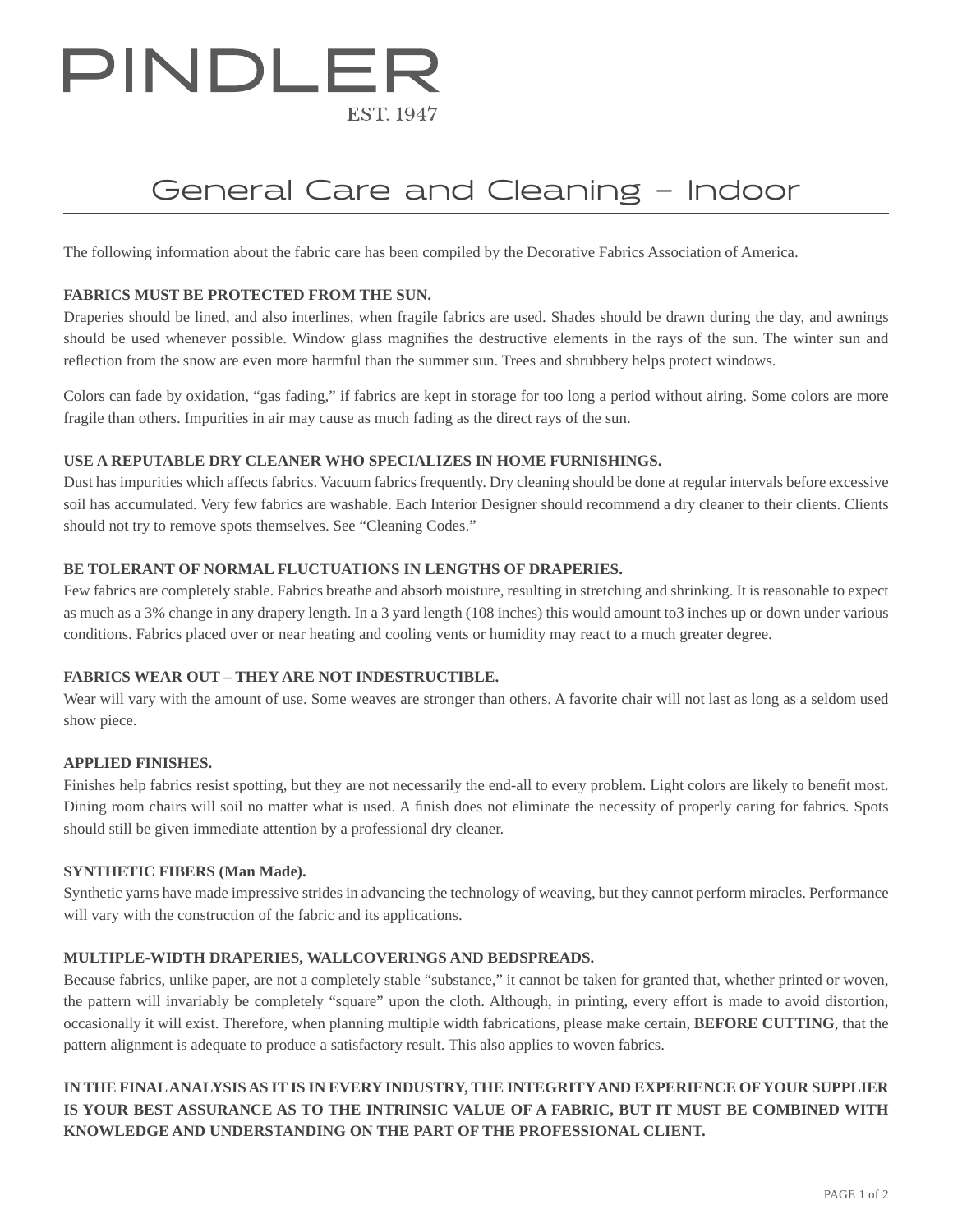# PINDLER

EST. 1947

## General Care and Cleaning – Indoor

The following information about the fabric care has been compiled by the Decorative Fabrics Association of America.

**FABRICS MUST BE PROTECTED FROM THE SUN.**

Draperies should be lined, and also interlines, when fragile fabrics are used. Shades should be drawn during the day, and awnings should be used whenever possible. Window glass magnifies the destructive elements in the rays of the sun. The winter sun and reflection from the snow are even more harmful than the summer sun. Trees and shrubbery helps protect windows.

Colors can fade by oxidation, "gas fading," if fabrics are kept in storage for too long a period without airing. Some colors are more fragile than others. Impurities in air may cause as much fading as the direct rays of the sun.

**USE A REPUTABLE DRY CLEANER WHO SPECIALIZES IN HOME FURNISHINGS.**

Dust has impurities which affects fabrics. Vacuum fabrics frequently. Dry cleaning should be done at regular intervals before excessive soil has accumulated. Very few fabrics are washable. Each Interior Designer should recommend a dry cleaner to their clients. Clients should not try to remove spots themselves. See "Cleaning Codes."

**BE TOLERANT OF NORMAL FLUCTUATIONS IN LENGTHS OF DRAPERIES.**

Few fabrics are completely stable. Fabrics breathe and absorb moisture, resulting in stretching and shrinking. It is reasonable to expect as much as a 3% change in any drapery length. In a 3 yard length (108 inches) this would amount to3 inches up or down under various conditions. Fabrics placed over or near heating and cooling vents or humidity may react to a much greater degree.

**FABRICS WEAR OUT – THEY ARE NOT INDESTRUCTIBLE.**

Wear will vary with the amount of use. Some weaves are stronger than others. A favorite chair will not last as long as a seldom used show piece.

**APPLIED FINISHES.**

Finishes help fabrics resist spotting, but they are not necessarily the end-all to every problem. Light colors are likely to benefit most. Dining room chairs will soil no matter what is used. A finish does not eliminate the necessity of properly caring for fabrics. Spots should still be given immediate attention by a professional dry cleaner.

**SYNTHETIC FIBERS (Man Made).**

Synthetic yarns have made impressive strides in advancing the technology of weaving, but they cannot perform miracles. Performance will vary with the construction of the fabric and its applications.

**MULTIPLE-WIDTH DRAPERIES, WALLCOVERINGS AND BEDSPREADS.**

Because fabrics, unlike paper, are not a completely stable "substance," it cannot be taken for granted that, whether printed or woven, the pattern will invariably be completely "square" upon the cloth. Although, in printing, every effort is made to avoid distortion, occasionally it will exist. Therefore, when planning multiple width fabrications, please make certain, **BEFORE CUTTING**, that the pattern alignment is adequate to produce a satisfactory result. This also applies to woven fabrics.

**IN THE FINAL ANALYSIS AS IT IS IN EVERY INDUSTRY, THE INTEGRITY AND EXPERIENCE OF YOUR SUPPLIER IS YOUR BEST ASSURANCE AS TO THE INTRINSIC VALUE OF A FABRIC, BUT IT MUST BE COMBINED WITH KNOWLEDGE AND UNDERSTANDING ON THE PART OF THE PROFESSIONAL CLIENT.**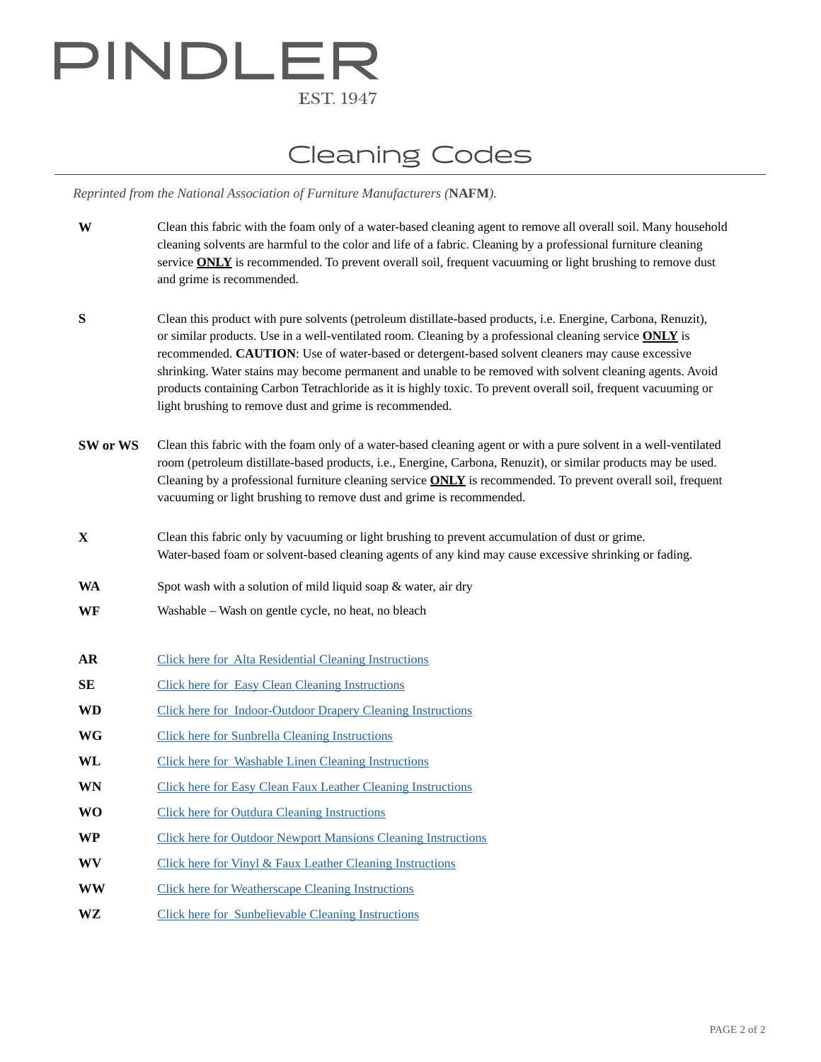# PINDLER

EST. 1947

## Cleaning Codes

*Reprinted from the National Association of Furniture Manufacturers (***NAFM***).*

**W** Clean this fabric with the foam only of a water-based cleaning agent to remove all overall soil. Many household cleaning solvents are harmful to the color and life of a fabric. Cleaning by a professional furniture cleaning service **ONLY** is recommended. To prevent overall soil, frequent vacuuming or light brushing to remove dust and grime is recommended.

**S** Clean this product with pure solvents (petroleum distillate-based products, i.e. Energine, Carbona, Renuzit), or similar products. Use in a well-ventilated room. Cleaning by a professional cleaning service **ONLY** is recommended. **CAUTION**: Use of water-based or detergent-based solvent cleaners may cause excessive shrinking. Water stains may become permanent and unable to be removed with solvent cleaning agents. Avoid products containing Carbon Tetrachloride as it is highly toxic. To prevent overall soil, frequent vacuuming or light brushing to remove dust and grime is recommended.

**SW or WS** Clean this fabric with the foam only of a water-based cleaning agent or with a pure solvent in a well-ventilated room (petroleum distillate-based products, i.e., Energine, Carbona, Renuzit), or similar products may be used. Cleaning by a professional furniture cleaning service **ONLY** is recommended. To prevent overall soil, frequent vacuuming or light brushing to remove dust and grime is recommended.

**X** Clean this fabric only by vacuuming or light brushing to prevent accumulation of dust or grime. Water-based foam or solvent-based cleaning agents of any kind may cause excessive shrinking or fading.

**WA** Spot wash with a solution of mild liquid soap & water, air dry

**WF** Washable – Wash on gentle cycle, no heat, no bleach

**AR** Click here for Alta Residential Cleaning Instructions

**SE** Click here for Easy Clean Cleaning Instructions

**WD** Click here for Indoor-Outdoor Drapery Cleaning Instructions

**WG** Click here for Sunbrella Cleaning Instructions

**WL** Click here for Washable Linen Cleaning Instructions

**WN** Click here for Easy Clean Faux Leather Cleaning Instructions

**WO** Click here for Outdura Cleaning Instructions

**WP** Click here for Outdoor Newport Mansions Cleaning Instructions

**WV** Click here for Vinyl & Faux Leather Cleaning Instructions

**WW** Click here for Weatherscape Cleaning Instructions

**WZ** Click here for Sunbelievable Cleaning Instructions